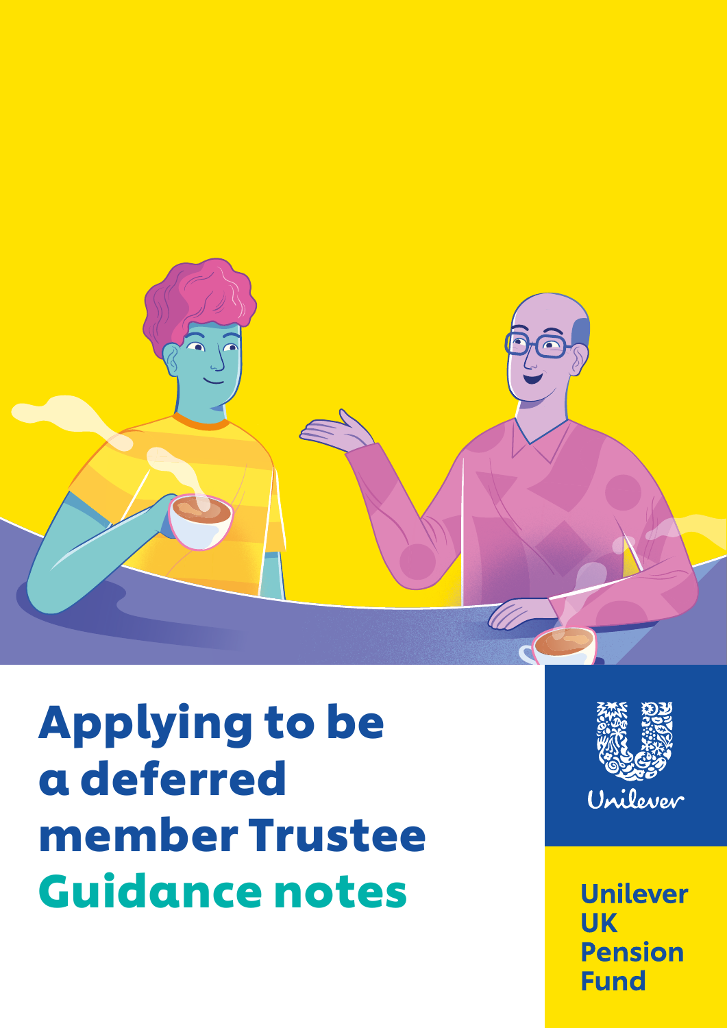# Applying to be a deferred member Trustee Guidance notes

Unilever

Unilever UK Pension Fund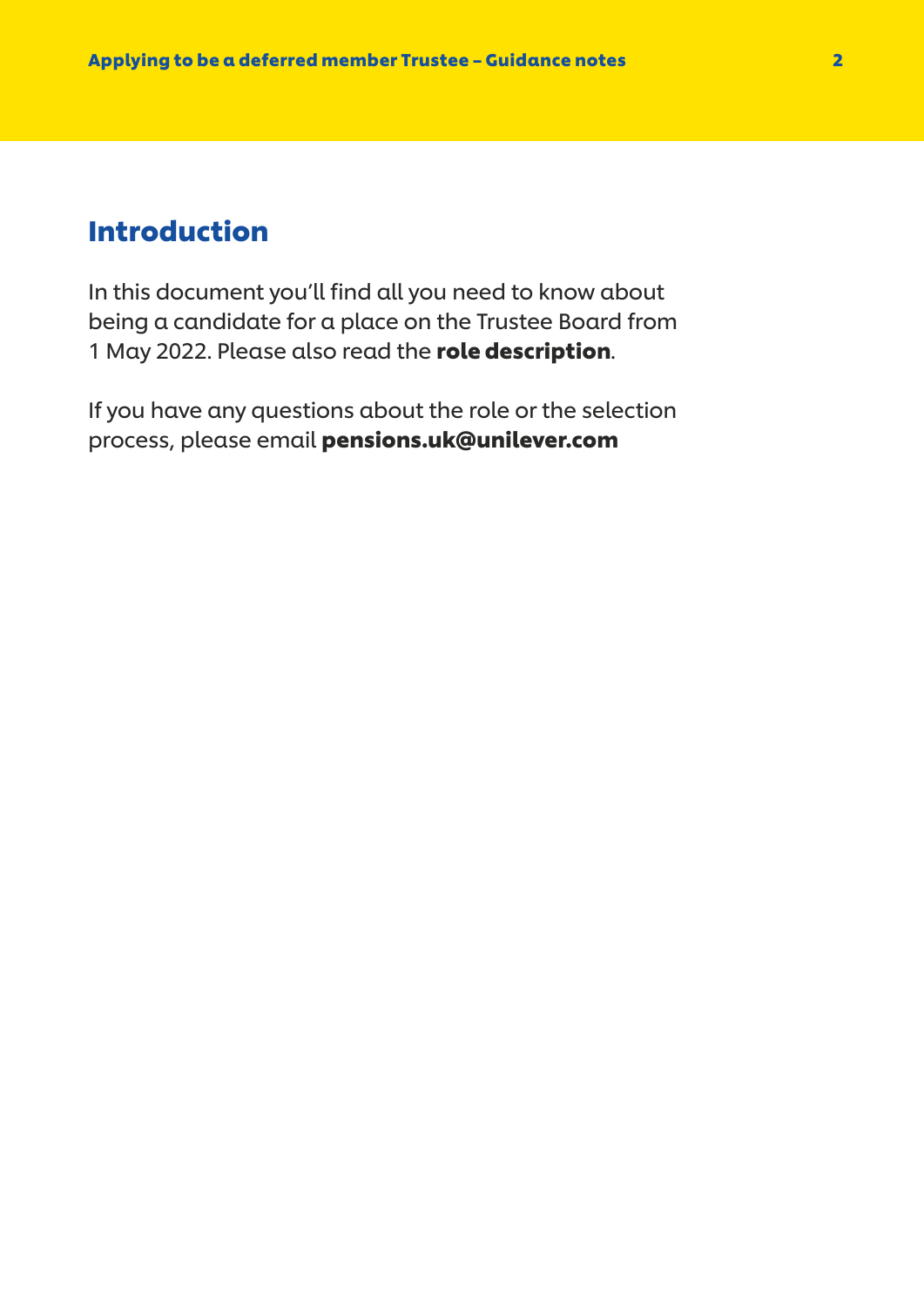## Introduction

In this document you'll find all you need to know about being a candidate for a place on the Trustee Board from 1 May 2022. Please also read the **role description**.

If you have any questions about the role or the selection process, please email **pensions.uk@unilever.com**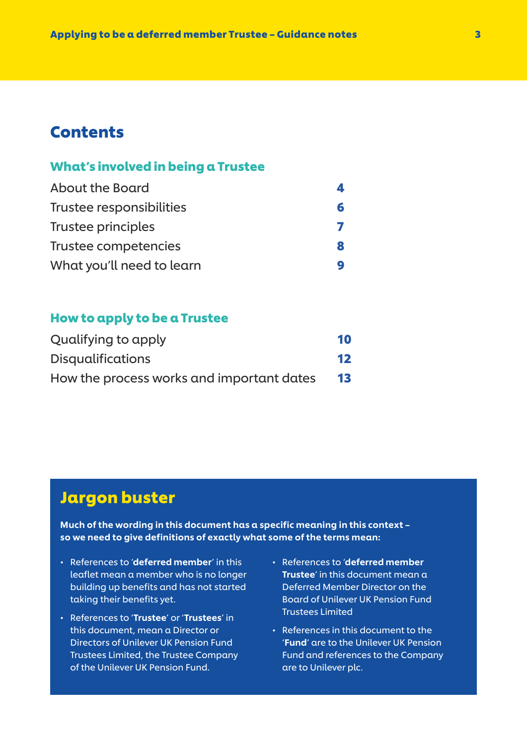# Contents

## What's involved in being a Trustee

| | |
|---|---|
| About the Board | **4** |
| Trustee responsibilities | **6** |
| Trustee principles | **7** |
| Trustee competencies | **8** |
| What you'll need to learn | **9** |

## How to apply to be a Trustee

| | |
|---|---|
| Qualifying to apply | **10** |
| Disqualifications | **12** |
| How the process works and important dates | **13** |

## Jargon buster

**Much of the wording in this document has a specific meaning in this context – so we need to give definitions of exactly what some of the terms mean:**

- References to '**deferred member**' in this leaflet mean a member who is no longer building up benefits and has not started taking their benefits yet.
- References to '**Trustee**' or '**Trustees**' in this document, mean a Director or Directors of Unilever UK Pension Fund Trustees Limited, the Trustee Company of the Unilever UK Pension Fund.
- References to '**deferred member Trustee**' in this document mean a Deferred Member Director on the Board of Unilever UK Pension Fund Trustees Limited
- References in this document to the '**Fund**' are to the Unilever UK Pension Fund and references to the Company are to Unilever plc.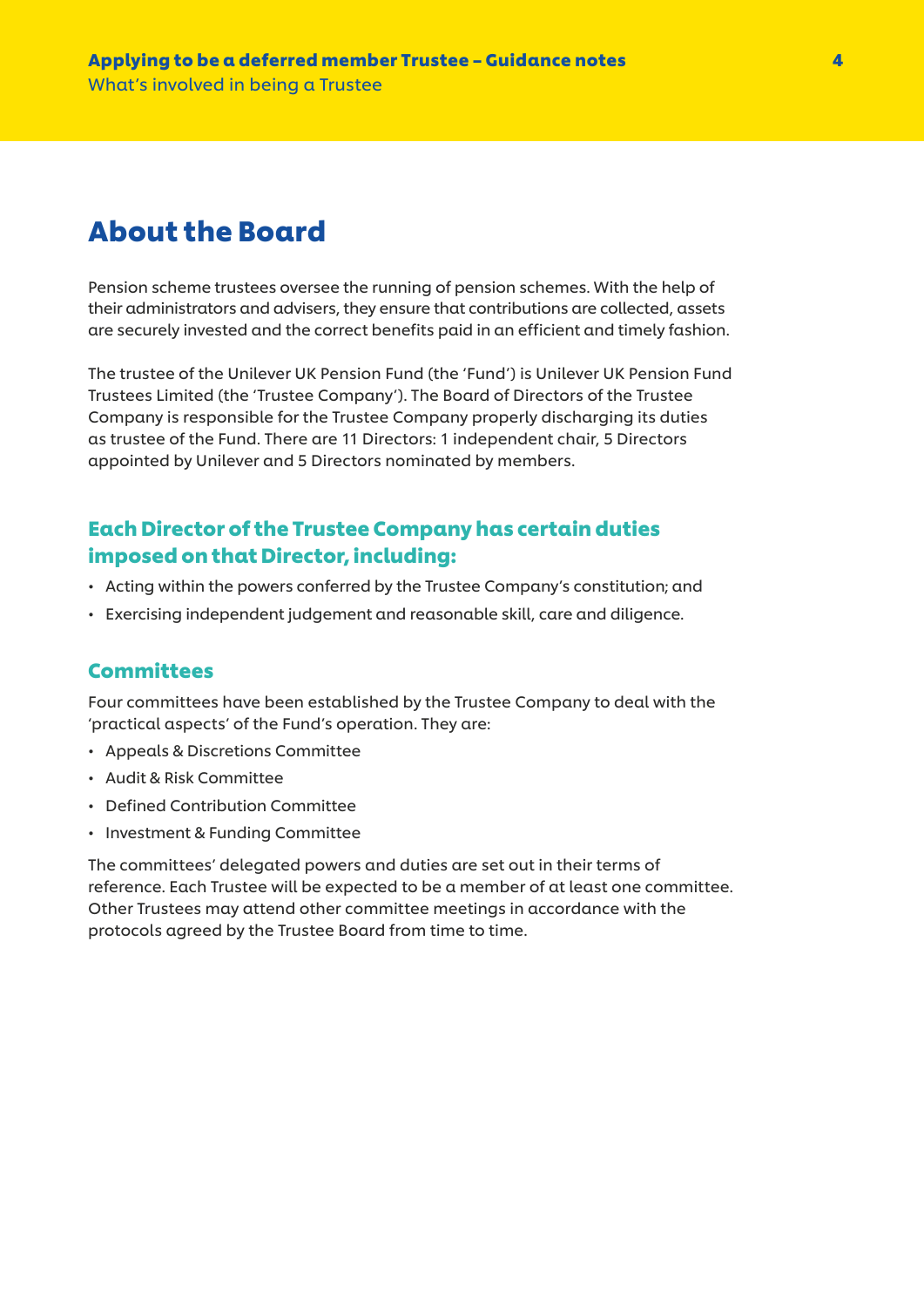# About the Board

Pension scheme trustees oversee the running of pension schemes. With the help of their administrators and advisers, they ensure that contributions are collected, assets are securely invested and the correct benefits paid in an efficient and timely fashion.

The trustee of the Unilever UK Pension Fund (the 'Fund') is Unilever UK Pension Fund Trustees Limited (the 'Trustee Company'). The Board of Directors of the Trustee Company is responsible for the Trustee Company properly discharging its duties as trustee of the Fund. There are 11 Directors: 1 independent chair, 5 Directors appointed by Unilever and 5 Directors nominated by members.

## Each Director of the Trustee Company has certain duties imposed on that Director, including:

- Acting within the powers conferred by the Trustee Company's constitution; and
- Exercising independent judgement and reasonable skill, care and diligence.

## Committees

Four committees have been established by the Trustee Company to deal with the 'practical aspects' of the Fund's operation. They are:

- Appeals & Discretions Committee
- Audit & Risk Committee
- Defined Contribution Committee
- Investment & Funding Committee

The committees' delegated powers and duties are set out in their terms of reference. Each Trustee will be expected to be a member of at least one committee. Other Trustees may attend other committee meetings in accordance with the protocols agreed by the Trustee Board from time to time.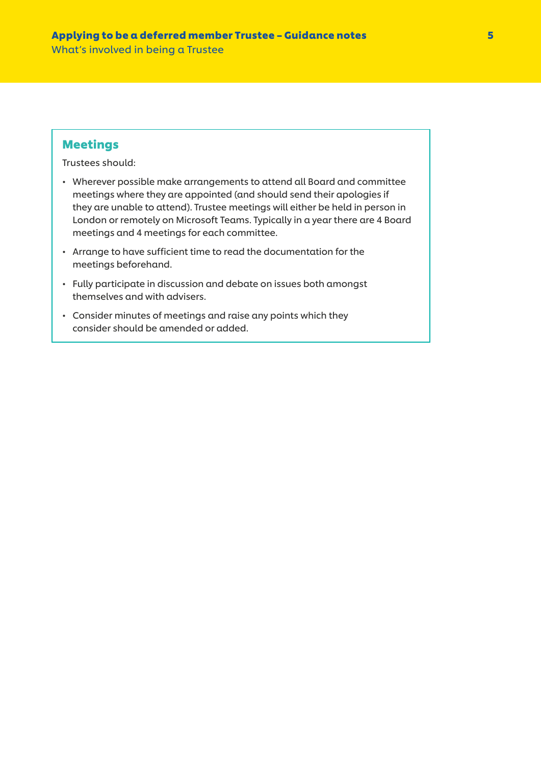## Meetings

Trustees should:

- Wherever possible make arrangements to attend all Board and committee meetings where they are appointed (and should send their apologies if they are unable to attend). Trustee meetings will either be held in person in London or remotely on Microsoft Teams. Typically in a year there are 4 Board meetings and 4 meetings for each committee.
- Arrange to have sufficient time to read the documentation for the meetings beforehand.
- Fully participate in discussion and debate on issues both amongst themselves and with advisers.
- Consider minutes of meetings and raise any points which they consider should be amended or added.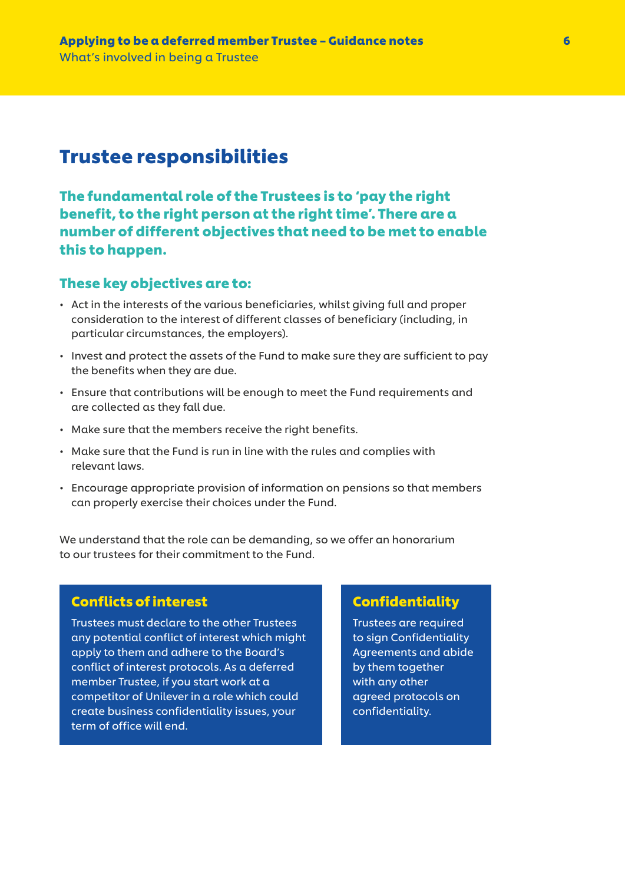## Trustee responsibilities

**The fundamental role of the Trustees is to 'pay the right benefit, to the right person at the right time'. There are a number of different objectives that need to be met to enable this to happen.**

### These key objectives are to:

- Act in the interests of the various beneficiaries, whilst giving full and proper consideration to the interest of different classes of beneficiary (including, in particular circumstances, the employers).
- Invest and protect the assets of the Fund to make sure they are sufficient to pay the benefits when they are due.
- Ensure that contributions will be enough to meet the Fund requirements and are collected as they fall due.
- Make sure that the members receive the right benefits.
- Make sure that the Fund is run in line with the rules and complies with relevant laws.
- Encourage appropriate provision of information on pensions so that members can properly exercise their choices under the Fund.

We understand that the role can be demanding, so we offer an honorarium to our trustees for their commitment to the Fund.

### Conflicts of interest

Trustees must declare to the other Trustees any potential conflict of interest which might apply to them and adhere to the Board's conflict of interest protocols. As a deferred member Trustee, if you start work at a competitor of Unilever in a role which could create business confidentiality issues, your term of office will end.

### Confidentiality

Trustees are required to sign Confidentiality Agreements and abide by them together with any other agreed protocols on confidentiality.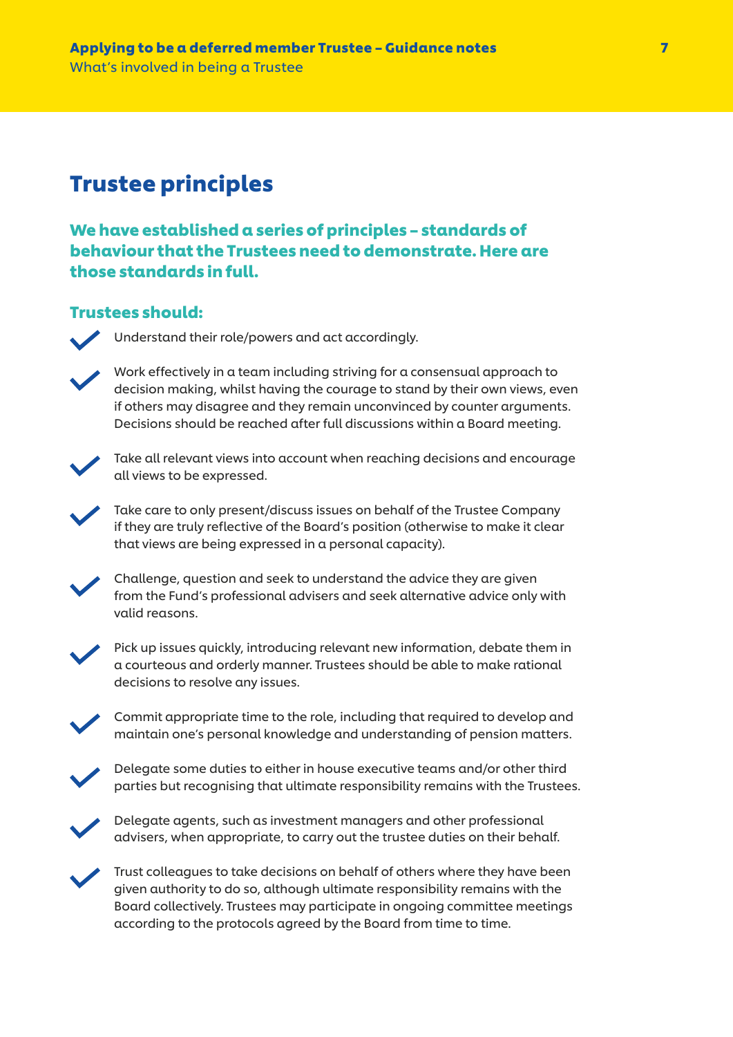## Trustee principles

**We have established a series of principles – standards of behaviour that the Trustees need to demonstrate. Here are those standards in full.**

### Trustees should:

- Understand their role/powers and act accordingly.
- Work effectively in a team including striving for a consensual approach to decision making, whilst having the courage to stand by their own views, even if others may disagree and they remain unconvinced by counter arguments. Decisions should be reached after full discussions within a Board meeting.
- Take all relevant views into account when reaching decisions and encourage all views to be expressed.
- Take care to only present/discuss issues on behalf of the Trustee Company if they are truly reflective of the Board's position (otherwise to make it clear that views are being expressed in a personal capacity).
- Challenge, question and seek to understand the advice they are given from the Fund's professional advisers and seek alternative advice only with valid reasons.
- Pick up issues quickly, introducing relevant new information, debate them in a courteous and orderly manner. Trustees should be able to make rational decisions to resolve any issues.
- Commit appropriate time to the role, including that required to develop and maintain one's personal knowledge and understanding of pension matters.
- Delegate some duties to either in house executive teams and/or other third parties but recognising that ultimate responsibility remains with the Trustees.
- Delegate agents, such as investment managers and other professional advisers, when appropriate, to carry out the trustee duties on their behalf.
- Trust colleagues to take decisions on behalf of others where they have been given authority to do so, although ultimate responsibility remains with the Board collectively. Trustees may participate in ongoing committee meetings according to the protocols agreed by the Board from time to time.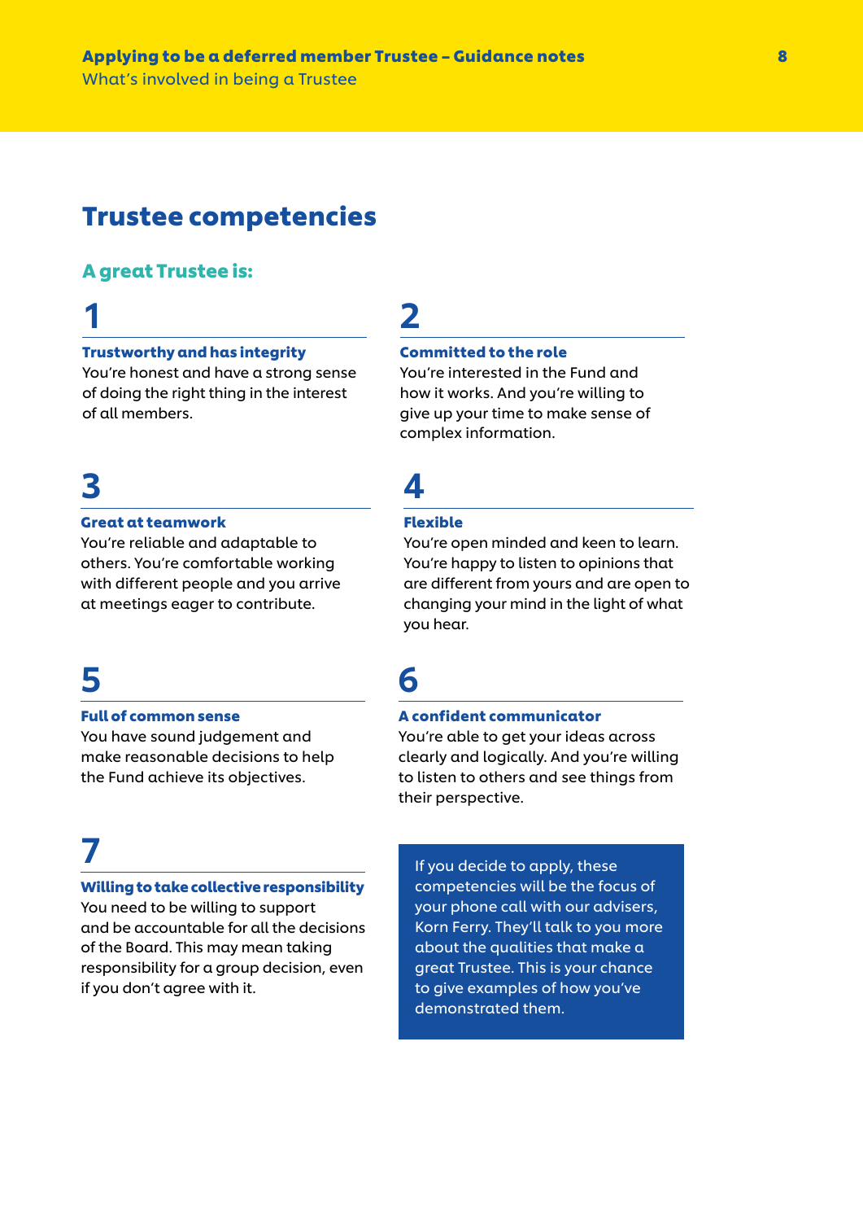# Trustee competencies

## A great Trustee is:

### 1

**Trustworthy and has integrity**

You're honest and have a strong sense of doing the right thing in the interest of all members.

### 2

**Committed to the role**

You're interested in the Fund and how it works. And you're willing to give up your time to make sense of complex information.

### 3

**Great at teamwork**

You're reliable and adaptable to others. You're comfortable working with different people and you arrive at meetings eager to contribute.

### 4

**Flexible**

You're open minded and keen to learn. You're happy to listen to opinions that are different from yours and are open to changing your mind in the light of what you hear.

### 5

**Full of common sense**

You have sound judgement and make reasonable decisions to help the Fund achieve its objectives.

### 6

**A confident communicator**

You're able to get your ideas across clearly and logically. And you're willing to listen to others and see things from their perspective.

### 7

**Willing to take collective responsibility**

You need to be willing to support and be accountable for all the decisions of the Board. This may mean taking responsibility for a group decision, even if you don't agree with it.

If you decide to apply, these competencies will be the focus of your phone call with our advisers, Korn Ferry. They'll talk to you more about the qualities that make a great Trustee. This is your chance to give examples of how you've demonstrated them.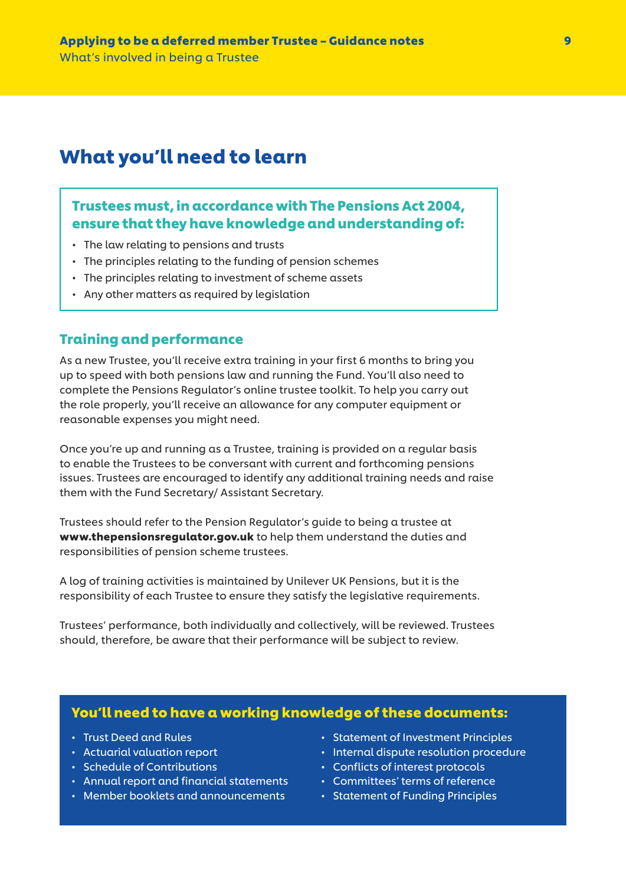# What you'll need to learn

**Trustees must, in accordance with The Pensions Act 2004, ensure that they have knowledge and understanding of:**

- The law relating to pensions and trusts
- The principles relating to the funding of pension schemes
- The principles relating to investment of scheme assets
- Any other matters as required by legislation

## Training and performance

As a new Trustee, you'll receive extra training in your first 6 months to bring you up to speed with both pensions law and running the Fund. You'll also need to complete the Pensions Regulator's online trustee toolkit. To help you carry out the role properly, you'll receive an allowance for any computer equipment or reasonable expenses you might need.

Once you're up and running as a Trustee, training is provided on a regular basis to enable the Trustees to be conversant with current and forthcoming pensions issues. Trustees are encouraged to identify any additional training needs and raise them with the Fund Secretary/ Assistant Secretary.

Trustees should refer to the Pension Regulator's guide to being a trustee at **www.thepensionsregulator.gov.uk** to help them understand the duties and responsibilities of pension scheme trustees.

A log of training activities is maintained by Unilever UK Pensions, but it is the responsibility of each Trustee to ensure they satisfy the legislative requirements.

Trustees' performance, both individually and collectively, will be reviewed. Trustees should, therefore, be aware that their performance will be subject to review.

**You'll need to have a working knowledge of these documents:**

- Trust Deed and Rules
- Actuarial valuation report
- Schedule of Contributions
- Annual report and financial statements
- Member booklets and announcements
- Statement of Investment Principles
- Internal dispute resolution procedure
- Conflicts of interest protocols
- Committees' terms of reference
- Statement of Funding Principles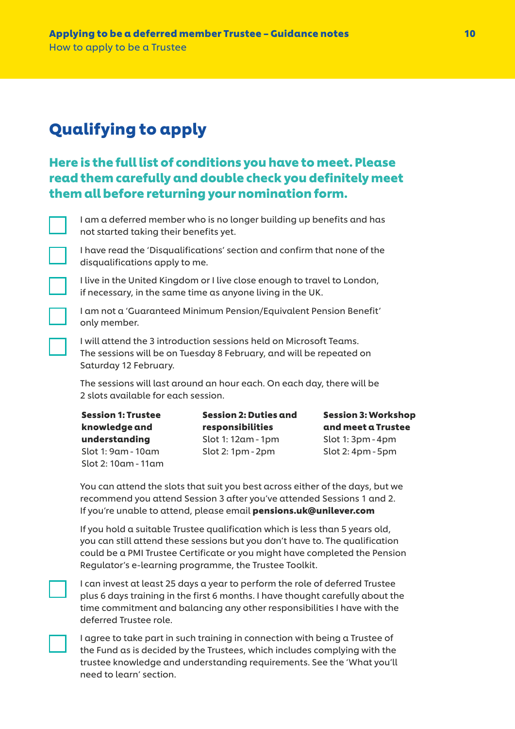# Qualifying to apply

## Here is the full list of conditions you have to meet. Please read them carefully and double check you definitely meet them all before returning your nomination form.

- [ ] I am a deferred member who is no longer building up benefits and has not started taking their benefits yet.
- [ ] I have read the 'Disqualifications' section and confirm that none of the disqualifications apply to me.
- [ ] I live in the United Kingdom or I live close enough to travel to London, if necessary, in the same time as anyone living in the UK.
- [ ] I am not a 'Guaranteed Minimum Pension/Equivalent Pension Benefit' only member.
- [ ] I will attend the 3 introduction sessions held on Microsoft Teams. The sessions will be on Tuesday 8 February, and will be repeated on Saturday 12 February.

The sessions will last around an hour each. On each day, there will be 2 slots available for each session.

| Session 1: Trustee knowledge and understanding | Session 2: Duties and responsibilities | Session 3: Workshop and meet a Trustee |
|---|---|---|
| Slot 1: 9am - 10am | Slot 1: 12am - 1pm | Slot 1: 3pm - 4pm |
| Slot 2: 10am - 11am | Slot 2: 1pm - 2pm | Slot 2: 4pm - 5pm |

You can attend the slots that suit you best across either of the days, but we recommend you attend Session 3 after you've attended Sessions 1 and 2. If you're unable to attend, please email **pensions.uk@unilever.com**

If you hold a suitable Trustee qualification which is less than 5 years old, you can still attend these sessions but you don't have to. The qualification could be a PMI Trustee Certificate or you might have completed the Pension Regulator's e-learning programme, the Trustee Toolkit.

- [ ] I can invest at least 25 days a year to perform the role of deferred Trustee plus 6 days training in the first 6 months. I have thought carefully about the time commitment and balancing any other responsibilities I have with the deferred Trustee role.
- [ ] I agree to take part in such training in connection with being a Trustee of the Fund as is decided by the Trustees, which includes complying with the trustee knowledge and understanding requirements. See the 'What you'll need to learn' section.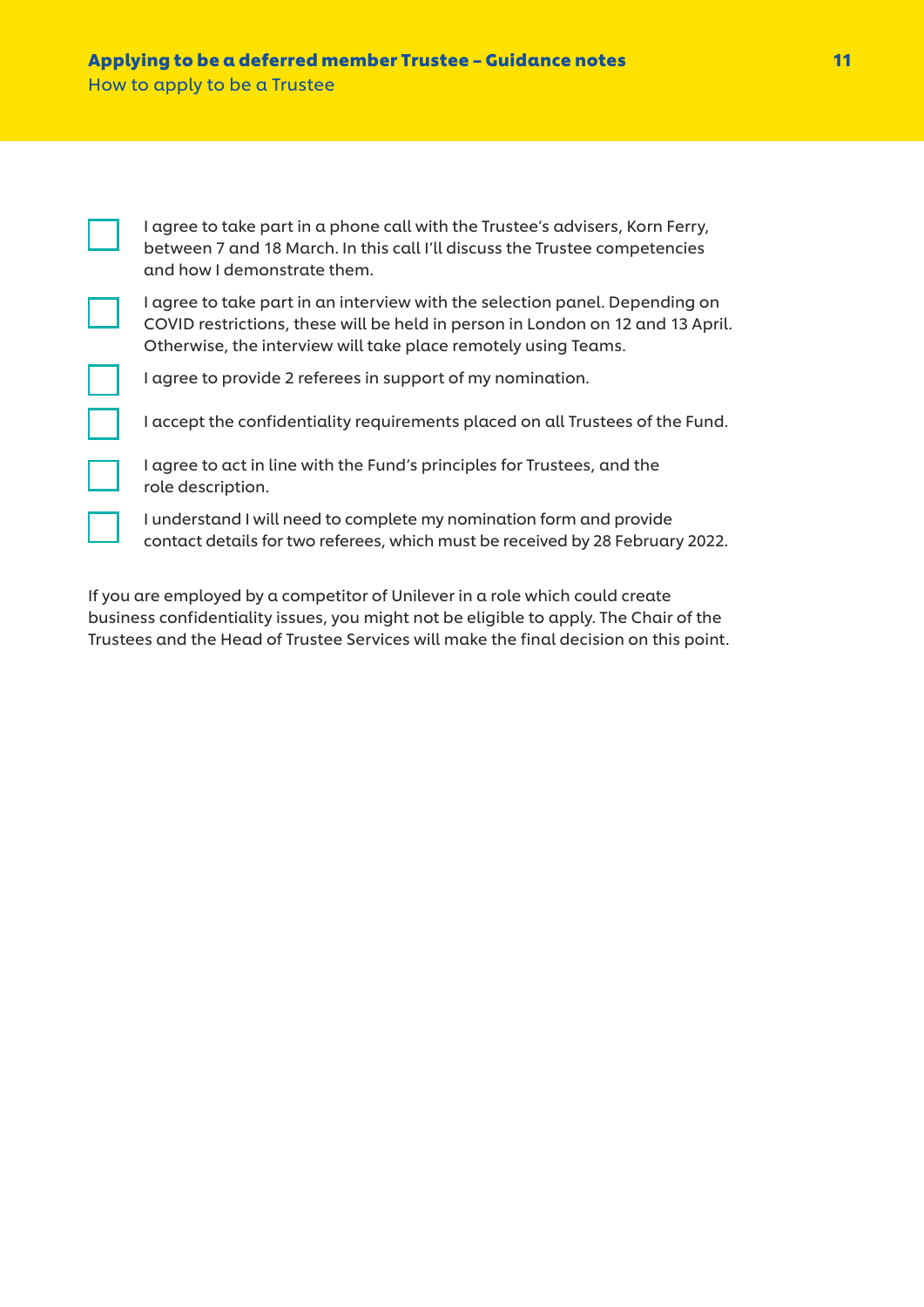- [ ] I agree to take part in a phone call with the Trustee's advisers, Korn Ferry, between 7 and 18 March. In this call I'll discuss the Trustee competencies and how I demonstrate them.
- [ ] I agree to take part in an interview with the selection panel. Depending on COVID restrictions, these will be held in person in London on 12 and 13 April. Otherwise, the interview will take place remotely using Teams.
- [ ] I agree to provide 2 referees in support of my nomination.
- [ ] I accept the confidentiality requirements placed on all Trustees of the Fund.
- [ ] I agree to act in line with the Fund's principles for Trustees, and the role description.
- [ ] I understand I will need to complete my nomination form and provide contact details for two referees, which must be received by 28 February 2022.

If you are employed by a competitor of Unilever in a role which could create business confidentiality issues, you might not be eligible to apply. The Chair of the Trustees and the Head of Trustee Services will make the final decision on this point.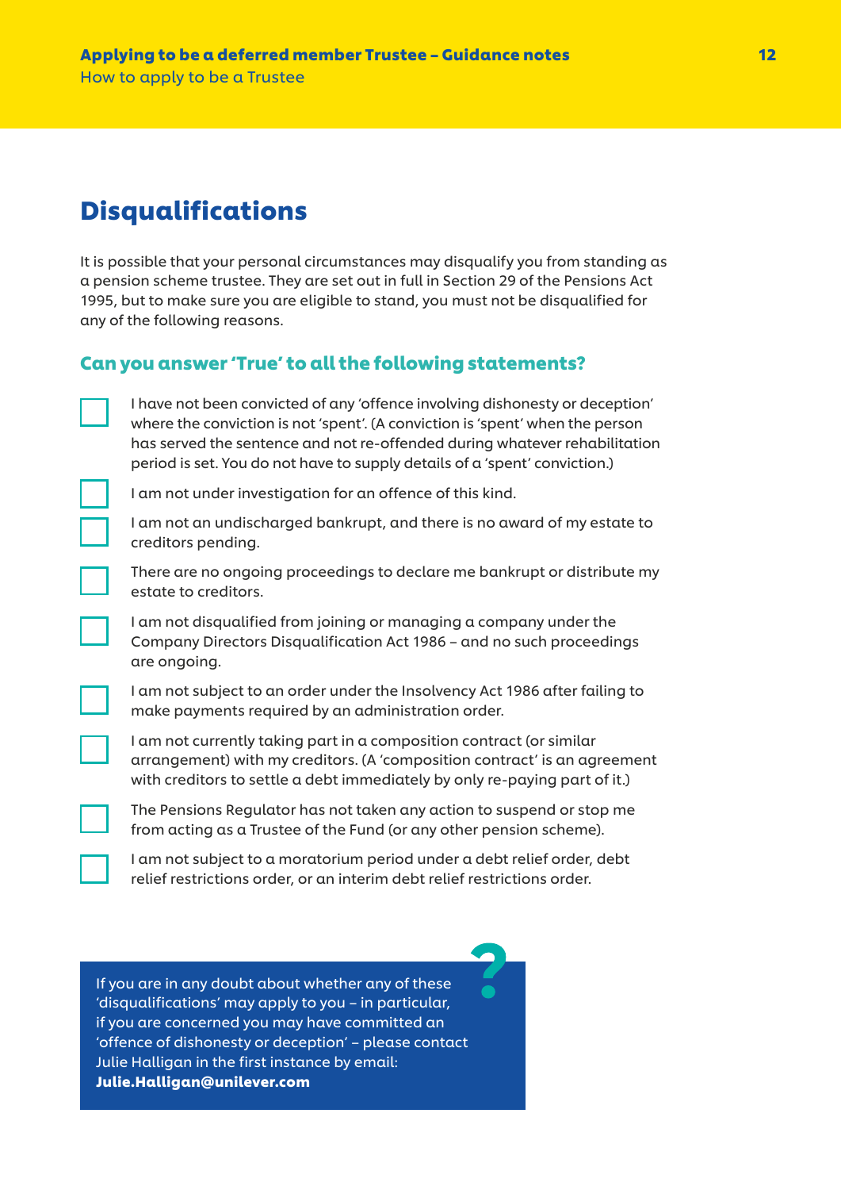## Disqualifications

It is possible that your personal circumstances may disqualify you from standing as a pension scheme trustee. They are set out in full in Section 29 of the Pensions Act 1995, but to make sure you are eligible to stand, you must not be disqualified for any of the following reasons.

### Can you answer 'True' to all the following statements?

- [ ] I have not been convicted of any 'offence involving dishonesty or deception' where the conviction is not 'spent'. (A conviction is 'spent' when the person has served the sentence and not re-offended during whatever rehabilitation period is set. You do not have to supply details of a 'spent' conviction.)
- [ ] I am not under investigation for an offence of this kind.
- [ ] I am not an undischarged bankrupt, and there is no award of my estate to creditors pending.
- [ ] There are no ongoing proceedings to declare me bankrupt or distribute my estate to creditors.
- [ ] I am not disqualified from joining or managing a company under the Company Directors Disqualification Act 1986 – and no such proceedings are ongoing.
- [ ] I am not subject to an order under the Insolvency Act 1986 after failing to make payments required by an administration order.
- [ ] I am not currently taking part in a composition contract (or similar arrangement) with my creditors. (A 'composition contract' is an agreement with creditors to settle a debt immediately by only re-paying part of it.)
- [ ] The Pensions Regulator has not taken any action to suspend or stop me from acting as a Trustee of the Fund (or any other pension scheme).
- [ ] I am not subject to a moratorium period under a debt relief order, debt relief restrictions order, or an interim debt relief restrictions order.

If you are in any doubt about whether any of these 'disqualifications' may apply to you – in particular, if you are concerned you may have committed an 'offence of dishonesty or deception' – please contact Julie Halligan in the first instance by email: **Julie.Halligan@unilever.com**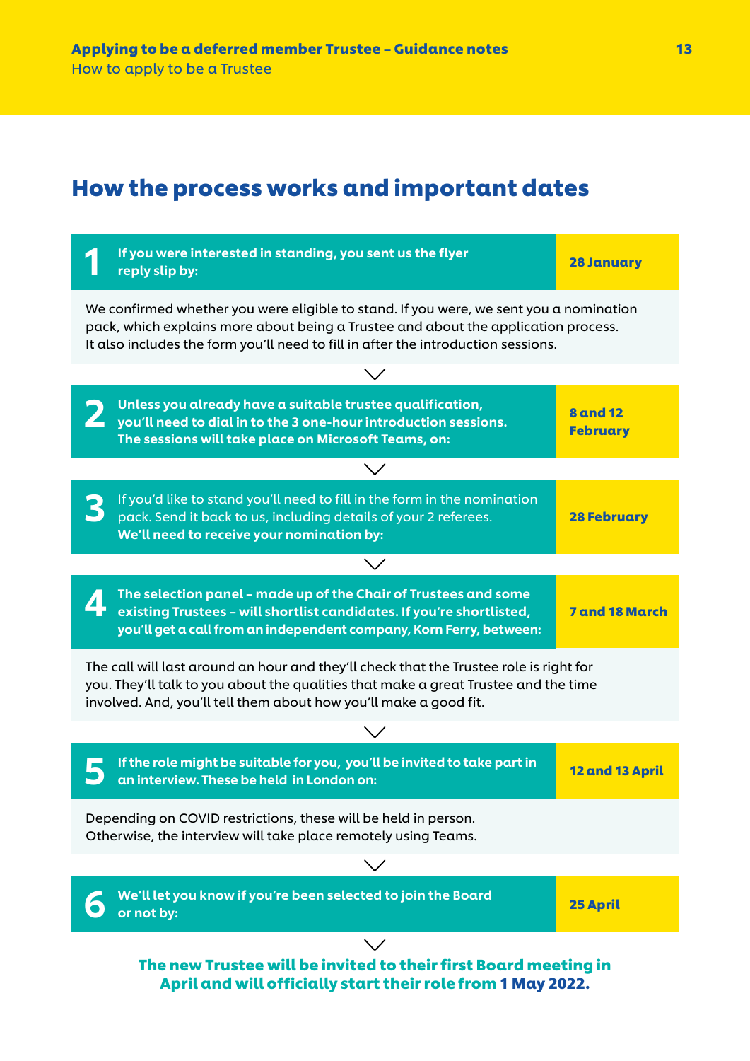## How the process works and important dates

**1** **If you were interested in standing, you sent us the flyer reply slip by:** **28 January**

We confirmed whether you were eligible to stand. If you were, we sent you a nomination pack, which explains more about being a Trustee and about the application process. It also includes the form you'll need to fill in after the introduction sessions.

**2** **Unless you already have a suitable trustee qualification, you'll need to dial in to the 3 one-hour introduction sessions. The sessions will take place on Microsoft Teams, on:** **8 and 12 February**

**3** If you'd like to stand you'll need to fill in the form in the nomination pack. Send it back to us, including details of your 2 referees. **We'll need to receive your nomination by:** **28 February**

**4** **The selection panel – made up of the Chair of Trustees and some existing Trustees – will shortlist candidates. If you're shortlisted, you'll get a call from an independent company, Korn Ferry, between:** **7 and 18 March**

The call will last around an hour and they'll check that the Trustee role is right for you. They'll talk to you about the qualities that make a great Trustee and the time involved. And, you'll tell them about how you'll make a good fit.

**5** **If the role might be suitable for you, you'll be invited to take part in an interview. These be held in London on:** **12 and 13 April**

Depending on COVID restrictions, these will be held in person. Otherwise, the interview will take place remotely using Teams.

**6** **We'll let you know if you're been selected to join the Board or not by:** **25 April**

**The new Trustee will be invited to their first Board meeting in April and will officially start their role from 1 May 2022.**